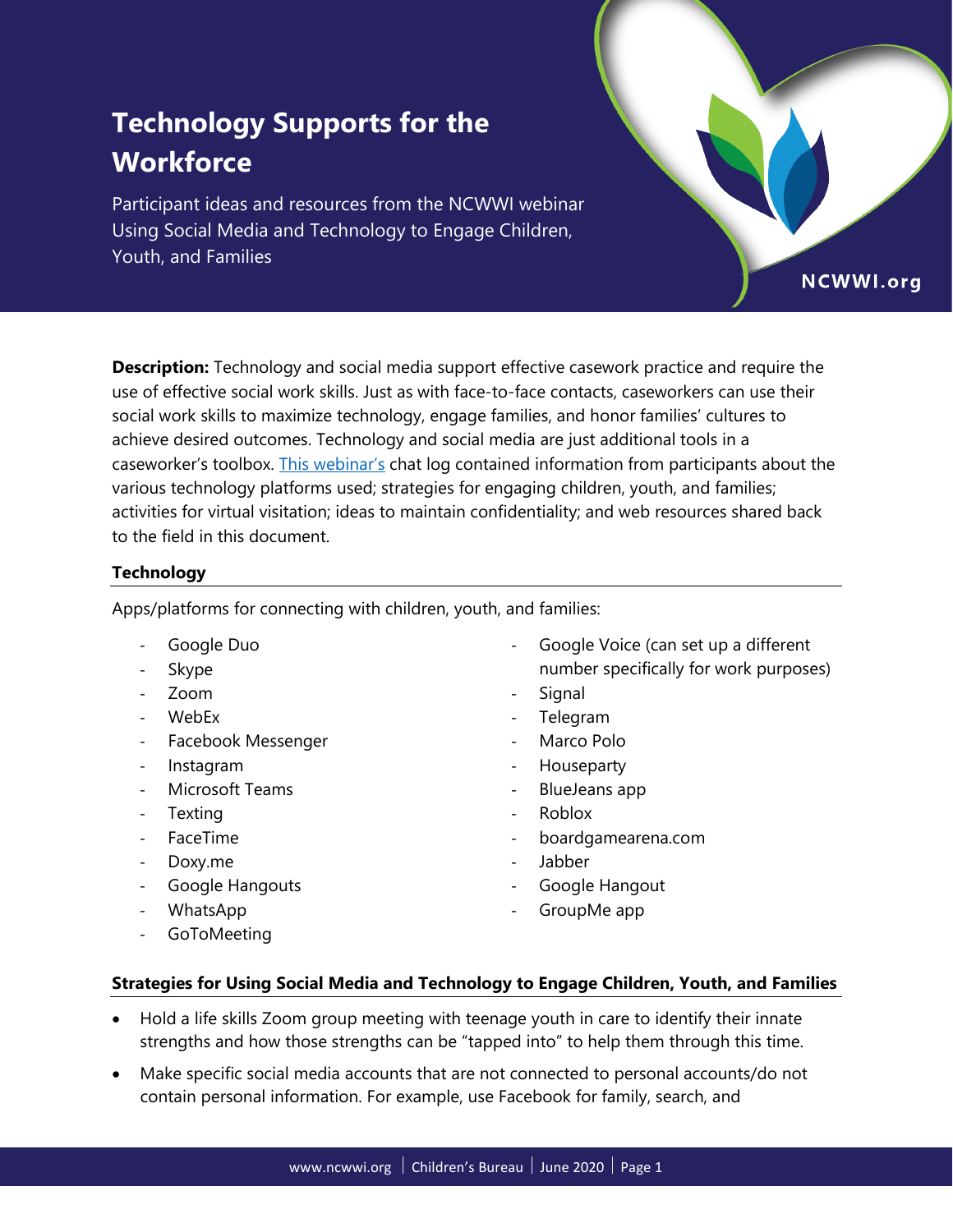# Technology Supports for the Workforce

Participant ideas and resources from the NCWWI webinar Using Social Media and Technology to Engage Children, Youth, and Families

NCWWI.org

**Description:** Technology and social media support effective casework practice and require the use of effective social work skills. Just as with face-to-face contacts, caseworkers can use their social work skills to maximize technology, engage families, and honor families' cultures to achieve desired outcomes. Technology and social media are just additional tools in a caseworker's toolbox. [This webinar's]() chat log contained information from participants about the various technology platforms used; strategies for engaging children, youth, and families; activities for virtual visitation; ideas to maintain confidentiality; and web resources shared back to the field in this document.

## Technology

Apps/platforms for connecting with children, youth, and families:

- Google Duo
- Skype
- Zoom
- WebEx
- Facebook Messenger
- Instagram
- Microsoft Teams
- Texting
- FaceTime
- Doxy.me
- Google Hangouts
- WhatsApp
- GoToMeeting
- Google Voice (can set up a different number specifically for work purposes)
- Signal
- Telegram
- Marco Polo
- Houseparty
- BlueJeans app
- Roblox
- boardgamearena.com
- Jabber
- Google Hangout
- GroupMe app

## Strategies for Using Social Media and Technology to Engage Children, Youth, and Families

- Hold a life skills Zoom group meeting with teenage youth in care to identify their innate strengths and how those strengths can be "tapped into" to help them through this time.
- Make specific social media accounts that are not connected to personal accounts/do not contain personal information. For example, use Facebook for family, search, and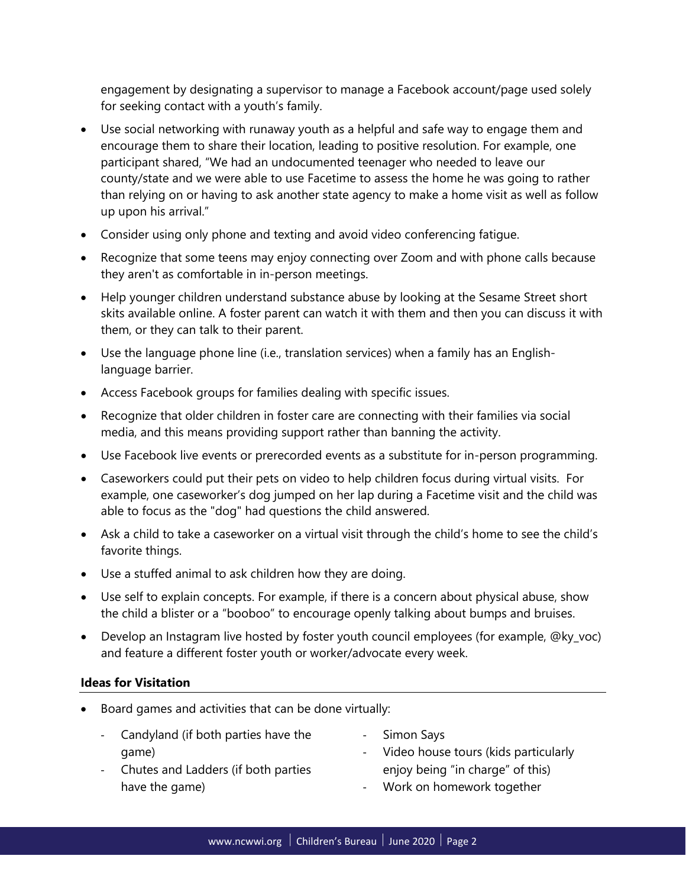engagement by designating a supervisor to manage a Facebook account/page used solely for seeking contact with a youth's family.

- Use social networking with runaway youth as a helpful and safe way to engage them and encourage them to share their location, leading to positive resolution. For example, one participant shared, "We had an undocumented teenager who needed to leave our county/state and we were able to use Facetime to assess the home he was going to rather than relying on or having to ask another state agency to make a home visit as well as follow up upon his arrival."
- Consider using only phone and texting and avoid video conferencing fatigue.
- Recognize that some teens may enjoy connecting over Zoom and with phone calls because they aren't as comfortable in in-person meetings.
- Help younger children understand substance abuse by looking at the Sesame Street short skits available online. A foster parent can watch it with them and then you can discuss it with them, or they can talk to their parent.
- Use the language phone line (i.e., translation services) when a family has an English-language barrier.
- Access Facebook groups for families dealing with specific issues.
- Recognize that older children in foster care are connecting with their families via social media, and this means providing support rather than banning the activity.
- Use Facebook live events or prerecorded events as a substitute for in-person programming.
- Caseworkers could put their pets on video to help children focus during virtual visits. For example, one caseworker's dog jumped on her lap during a Facetime visit and the child was able to focus as the "dog" had questions the child answered.
- Ask a child to take a caseworker on a virtual visit through the child's home to see the child's favorite things.
- Use a stuffed animal to ask children how they are doing.
- Use self to explain concepts. For example, if there is a concern about physical abuse, show the child a blister or a "booboo" to encourage openly talking about bumps and bruises.
- Develop an Instagram live hosted by foster youth council employees (for example, @ky_voc) and feature a different foster youth or worker/advocate every week.

**Ideas for Visitation**

- Board games and activities that can be done virtually:
  - Candyland (if both parties have the game)
  - Chutes and Ladders (if both parties have the game)
  - Simon Says
  - Video house tours (kids particularly enjoy being "in charge" of this)
  - Work on homework together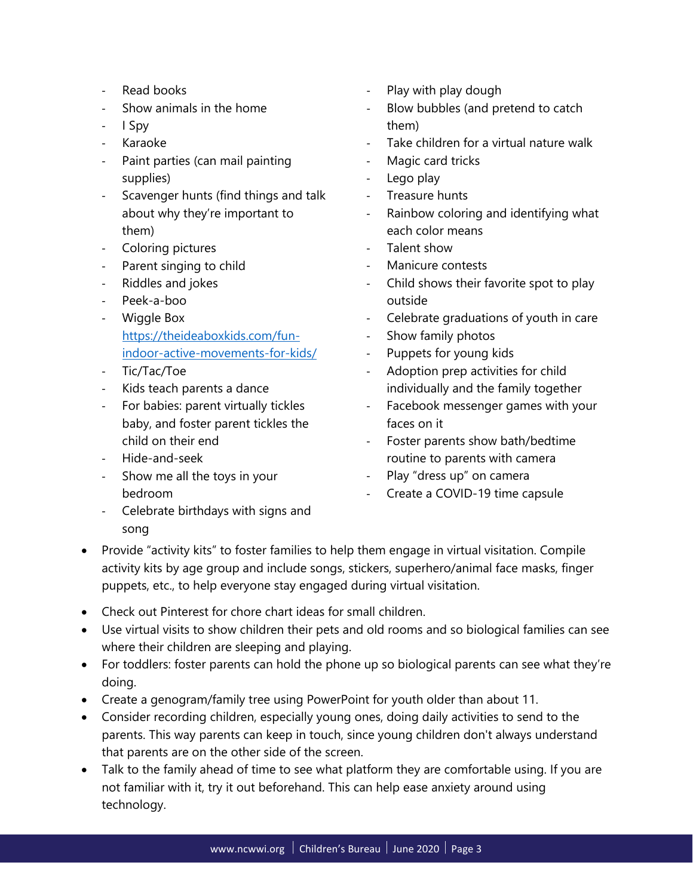- Read books
- Show animals in the home
- I Spy
- Karaoke
- Paint parties (can mail painting supplies)
- Scavenger hunts (find things and talk about why they're important to them)
- Coloring pictures
- Parent singing to child
- Riddles and jokes
- Peek-a-boo
- Wiggle Box https://theideaboxkids.com/fun-indoor-active-movements-for-kids/
- Tic/Tac/Toe
- Kids teach parents a dance
- For babies: parent virtually tickles baby, and foster parent tickles the child on their end
- Hide-and-seek
- Show me all the toys in your bedroom
- Celebrate birthdays with signs and song
- Play with play dough
- Blow bubbles (and pretend to catch them)
- Take children for a virtual nature walk
- Magic card tricks
- Lego play
- Treasure hunts
- Rainbow coloring and identifying what each color means
- Talent show
- Manicure contests
- Child shows their favorite spot to play outside
- Celebrate graduations of youth in care
- Show family photos
- Puppets for young kids
- Adoption prep activities for child individually and the family together
- Facebook messenger games with your faces on it
- Foster parents show bath/bedtime routine to parents with camera
- Play "dress up" on camera
- Create a COVID-19 time capsule

- Provide "activity kits" to foster families to help them engage in virtual visitation. Compile activity kits by age group and include songs, stickers, superhero/animal face masks, finger puppets, etc., to help everyone stay engaged during virtual visitation.
- Check out Pinterest for chore chart ideas for small children.
- Use virtual visits to show children their pets and old rooms and so biological families can see where their children are sleeping and playing.
- For toddlers: foster parents can hold the phone up so biological parents can see what they're doing.
- Create a genogram/family tree using PowerPoint for youth older than about 11.
- Consider recording children, especially young ones, doing daily activities to send to the parents. This way parents can keep in touch, since young children don't always understand that parents are on the other side of the screen.
- Talk to the family ahead of time to see what platform they are comfortable using. If you are not familiar with it, try it out beforehand. This can help ease anxiety around using technology.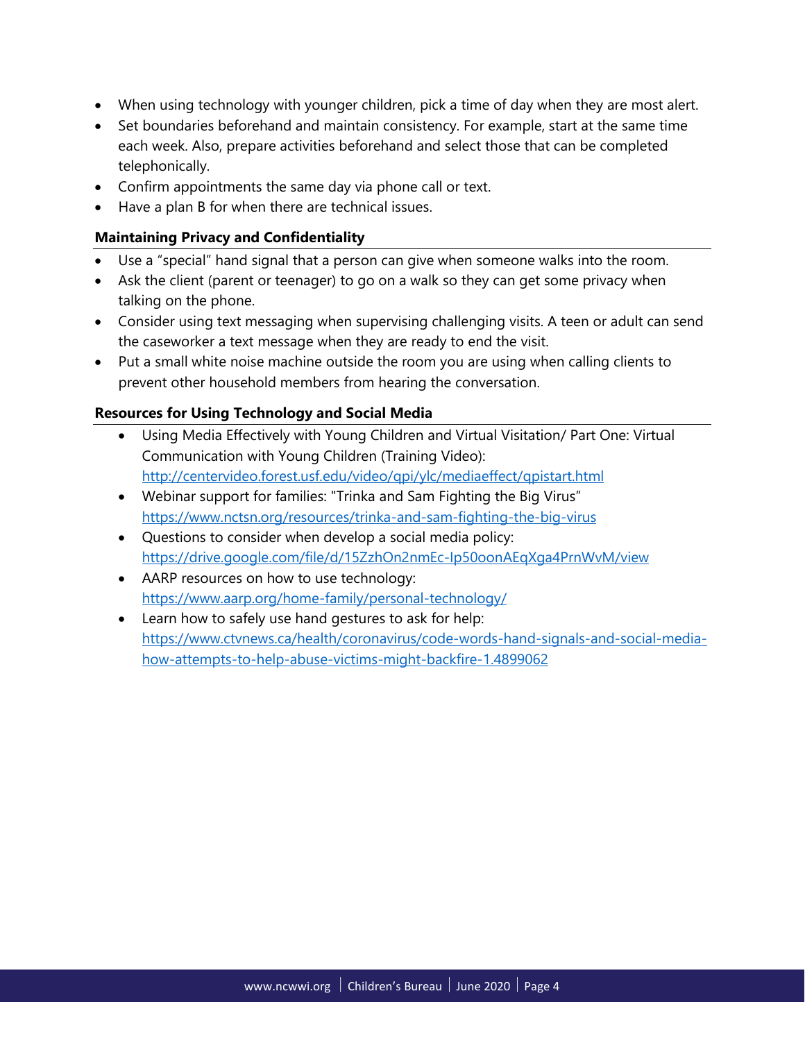- When using technology with younger children, pick a time of day when they are most alert.
- Set boundaries beforehand and maintain consistency. For example, start at the same time each week. Also, prepare activities beforehand and select those that can be completed telephonically.
- Confirm appointments the same day via phone call or text.
- Have a plan B for when there are technical issues.

### Maintaining Privacy and Confidentiality

- Use a "special" hand signal that a person can give when someone walks into the room.
- Ask the client (parent or teenager) to go on a walk so they can get some privacy when talking on the phone.
- Consider using text messaging when supervising challenging visits. A teen or adult can send the caseworker a text message when they are ready to end the visit.
- Put a small white noise machine outside the room you are using when calling clients to prevent other household members from hearing the conversation.

### Resources for Using Technology and Social Media

- Using Media Effectively with Young Children and Virtual Visitation/ Part One: Virtual Communication with Young Children (Training Video): http://centervideo.forest.usf.edu/video/qpi/ylc/mediaeffect/qpistart.html
- Webinar support for families: "Trinka and Sam Fighting the Big Virus" https://www.nctsn.org/resources/trinka-and-sam-fighting-the-big-virus
- Questions to consider when develop a social media policy: https://drive.google.com/file/d/15ZzhOn2nmEc-Ip50oonAEqXga4PrnWvM/view
- AARP resources on how to use technology: https://www.aarp.org/home-family/personal-technology/
- Learn how to safely use hand gestures to ask for help: https://www.ctvnews.ca/health/coronavirus/code-words-hand-signals-and-social-media-how-attempts-to-help-abuse-victims-might-backfire-1.4899062